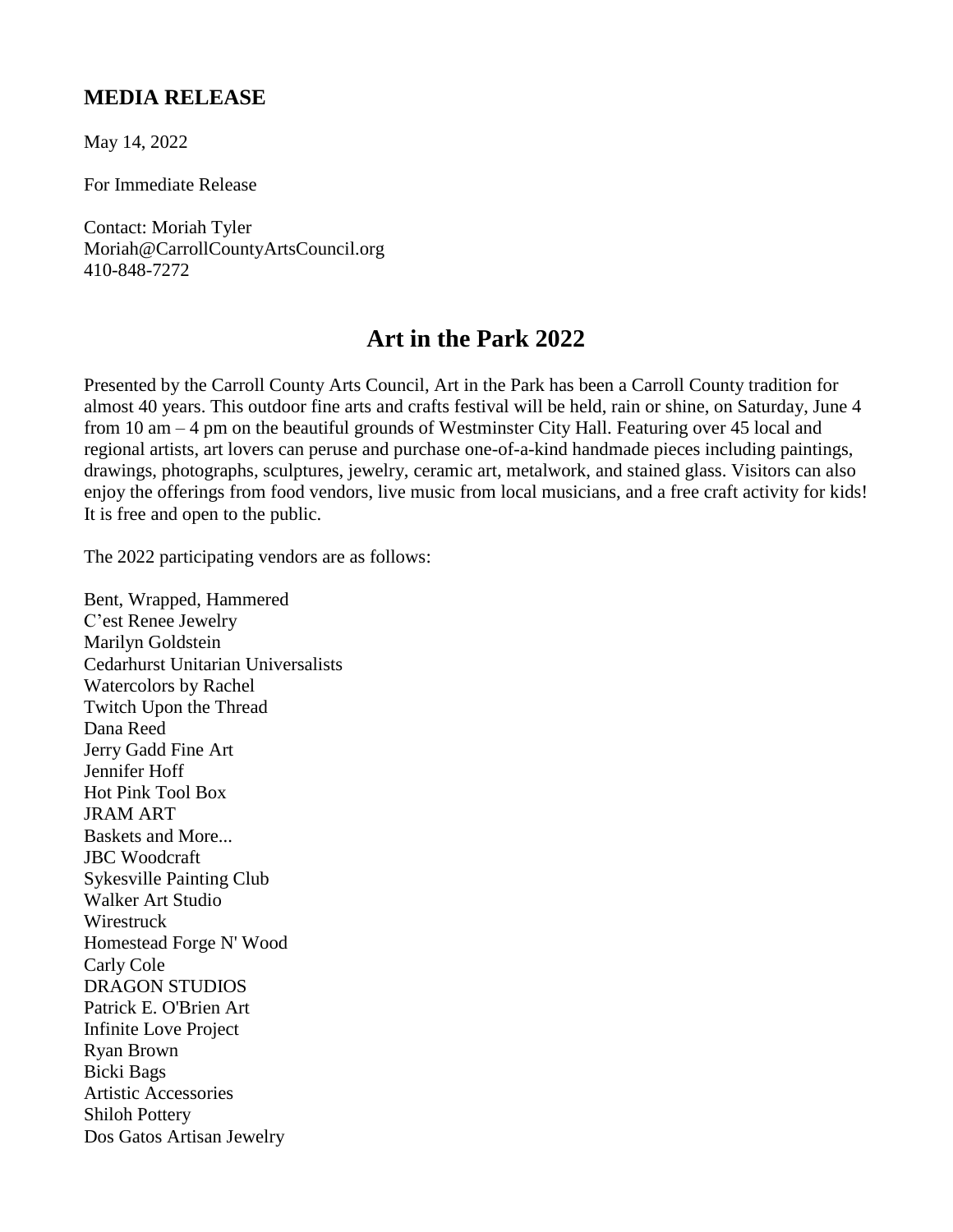## MEDIA RELEASE

May 14, 2022

For Immediate Release

Contact: Moriah Tyler
Moriah@CarrollCountyArtsCouncil.org
410-848-7272

# Art in the Park 2022

Presented by the Carroll County Arts Council, Art in the Park has been a Carroll County tradition for almost 40 years. This outdoor fine arts and crafts festival will be held, rain or shine, on Saturday, June 4 from 10 am – 4 pm on the beautiful grounds of Westminster City Hall. Featuring over 45 local and regional artists, art lovers can peruse and purchase one-of-a-kind handmade pieces including paintings, drawings, photographs, sculptures, jewelry, ceramic art, metalwork, and stained glass. Visitors can also enjoy the offerings from food vendors, live music from local musicians, and a free craft activity for kids! It is free and open to the public.

The 2022 participating vendors are as follows:

Bent, Wrapped, Hammered
C'est Renee Jewelry
Marilyn Goldstein
Cedarhurst Unitarian Universalists
Watercolors by Rachel
Twitch Upon the Thread
Dana Reed
Jerry Gadd Fine Art
Jennifer Hoff
Hot Pink Tool Box
JRAM ART
Baskets and More...
JBC Woodcraft
Sykesville Painting Club
Walker Art Studio
Wirestruck
Homestead Forge N' Wood
Carly Cole
DRAGON STUDIOS
Patrick E. O'Brien Art
Infinite Love Project
Ryan Brown
Bicki Bags
Artistic Accessories
Shiloh Pottery
Dos Gatos Artisan Jewelry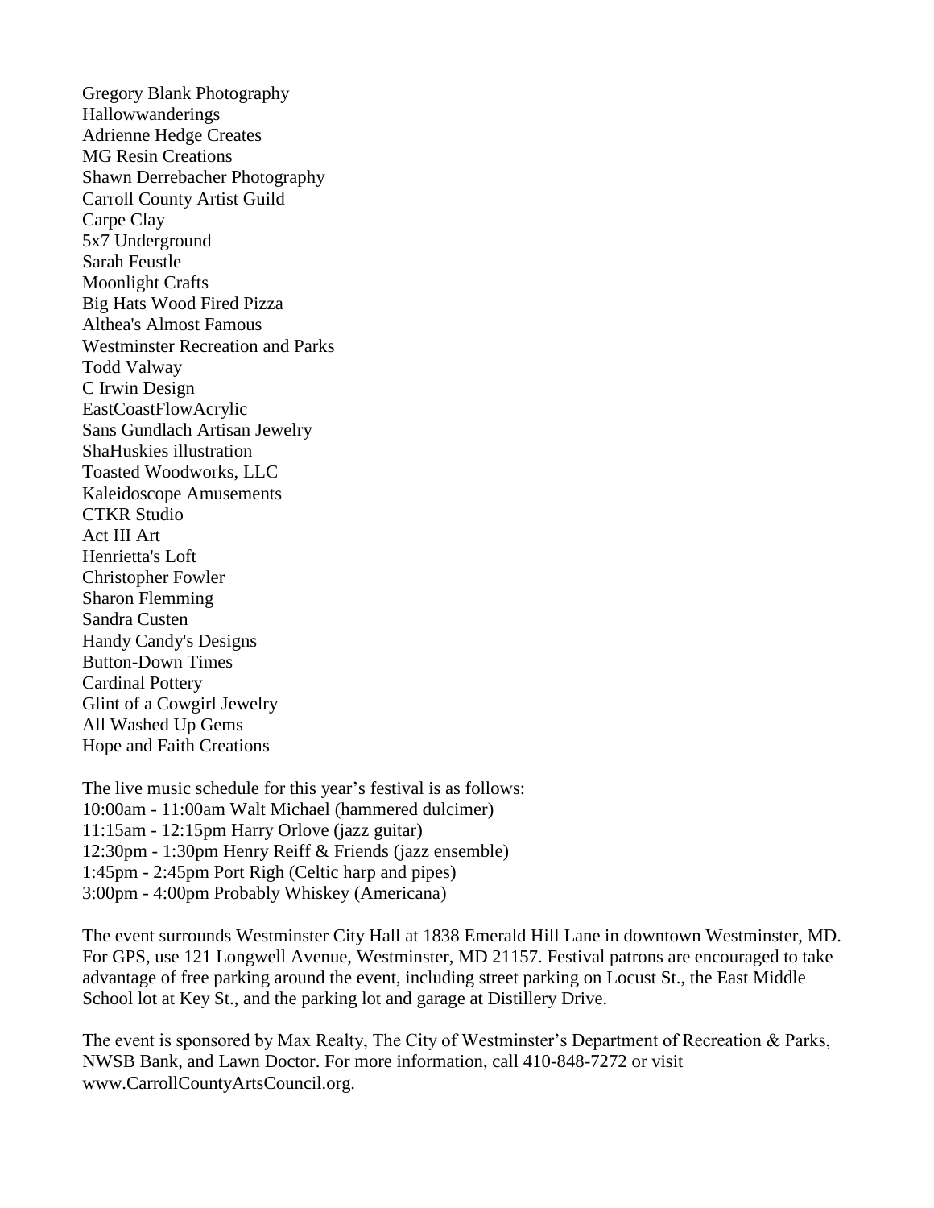Gregory Blank Photography
Hallowwanderings
Adrienne Hedge Creates
MG Resin Creations
Shawn Derrebacher Photography
Carroll County Artist Guild
Carpe Clay
5x7 Underground
Sarah Feustle
Moonlight Crafts
Big Hats Wood Fired Pizza
Althea's Almost Famous
Westminster Recreation and Parks
Todd Valway
C Irwin Design
EastCoastFlowAcrylic
Sans Gundlach Artisan Jewelry
ShaHuskies illustration
Toasted Woodworks, LLC
Kaleidoscope Amusements
CTKR Studio
Act III Art
Henrietta's Loft
Christopher Fowler
Sharon Flemming
Sandra Custen
Handy Candy's Designs
Button-Down Times
Cardinal Pottery
Glint of a Cowgirl Jewelry
All Washed Up Gems
Hope and Faith Creations

The live music schedule for this year's festival is as follows:
10:00am - 11:00am Walt Michael (hammered dulcimer)
11:15am - 12:15pm Harry Orlove (jazz guitar)
12:30pm - 1:30pm Henry Reiff & Friends (jazz ensemble)
1:45pm - 2:45pm Port Righ (Celtic harp and pipes)
3:00pm - 4:00pm Probably Whiskey (Americana)

The event surrounds Westminster City Hall at 1838 Emerald Hill Lane in downtown Westminster, MD. For GPS, use 121 Longwell Avenue, Westminster, MD 21157. Festival patrons are encouraged to take advantage of free parking around the event, including street parking on Locust St., the East Middle School lot at Key St., and the parking lot and garage at Distillery Drive.

The event is sponsored by Max Realty, The City of Westminster's Department of Recreation & Parks, NWSB Bank, and Lawn Doctor. For more information, call 410-848-7272 or visit www.CarrollCountyArtsCouncil.org.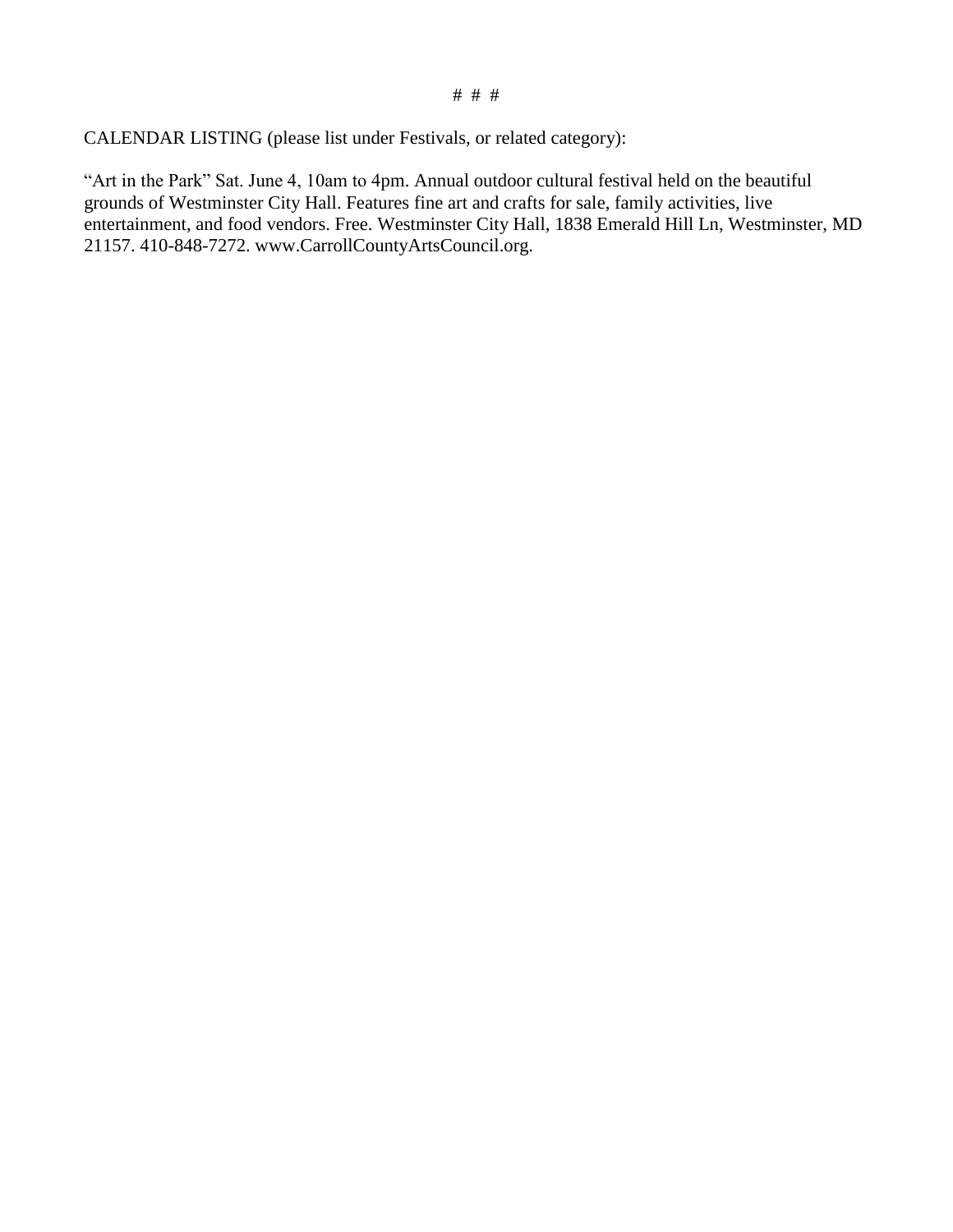# # #

CALENDAR LISTING (please list under Festivals, or related category):

"Art in the Park" Sat. June 4, 10am to 4pm. Annual outdoor cultural festival held on the beautiful grounds of Westminster City Hall. Features fine art and crafts for sale, family activities, live entertainment, and food vendors. Free. Westminster City Hall, 1838 Emerald Hill Ln, Westminster, MD 21157. 410-848-7272. www.CarrollCountyArtsCouncil.org.